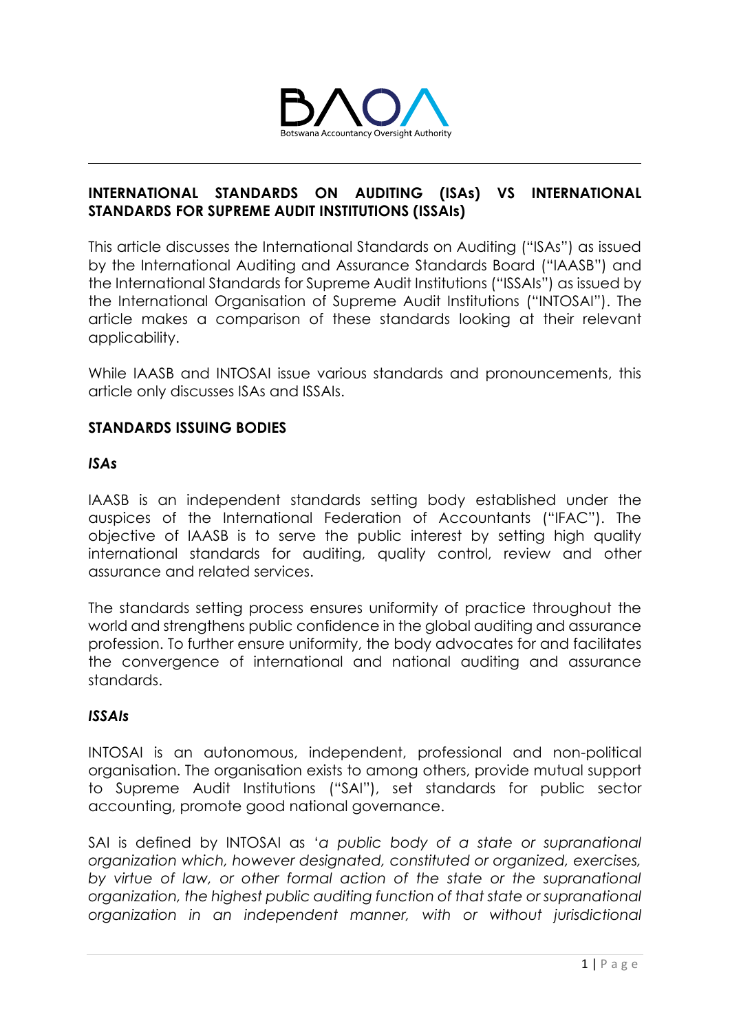# INTERNATIONAL STANDARDS ON AUDITING (ISAs) VS INTERNATIONAL STANDARDS FOR SUPREME AUDIT INSTITUTIONS (ISSAIs)

This article discusses the International Standards on Auditing ("ISAs") as issued by the International Auditing and Assurance Standards Board ("IAASB") and the International Standards for Supreme Audit Institutions ("ISSAIs") as issued by the International Organisation of Supreme Audit Institutions ("INTOSAI"). The article makes a comparison of these standards looking at their relevant applicability.

While IAASB and INTOSAI issue various standards and pronouncements, this article only discusses ISAs and ISSAIs.

## STANDARDS ISSUING BODIES

### *ISAs*

IAASB is an independent standards setting body established under the auspices of the International Federation of Accountants ("IFAC"). The objective of IAASB is to serve the public interest by setting high quality international standards for auditing, quality control, review and other assurance and related services.

The standards setting process ensures uniformity of practice throughout the world and strengthens public confidence in the global auditing and assurance profession. To further ensure uniformity, the body advocates for and facilitates the convergence of international and national auditing and assurance standards.

### *ISSAIs*

INTOSAI is an autonomous, independent, professional and non-political organisation. The organisation exists to among others, provide mutual support to Supreme Audit Institutions ("SAI"), set standards for public sector accounting, promote good national governance.

SAI is defined by INTOSAI as '*a public body of a state or supranational organization which, however designated, constituted or organized, exercises, by virtue of law, or other formal action of the state or the supranational organization, the highest public auditing function of that state or supranational organization in an independent manner, with or without jurisdictional*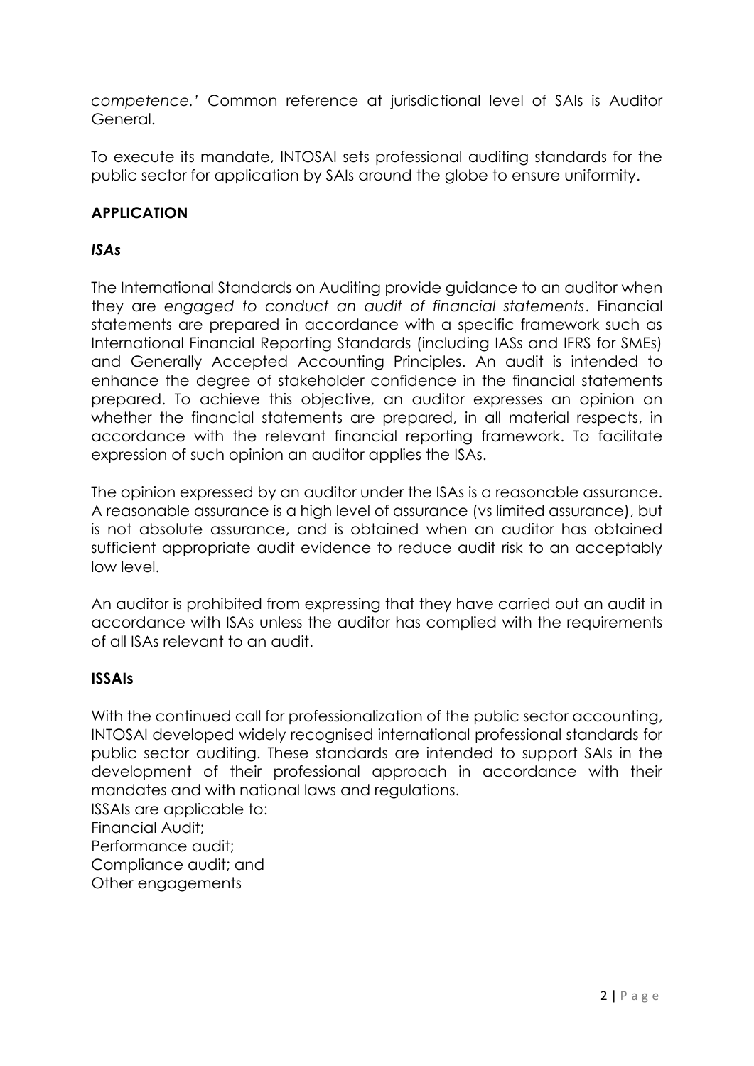*competence.'* Common reference at jurisdictional level of SAIs is Auditor General.

To execute its mandate, INTOSAI sets professional auditing standards for the public sector for application by SAIs around the globe to ensure uniformity.

## APPLICATION

### *ISAs*

The International Standards on Auditing provide guidance to an auditor when they are *engaged to conduct an audit of financial statements*. Financial statements are prepared in accordance with a specific framework such as International Financial Reporting Standards (including IASs and IFRS for SMEs) and Generally Accepted Accounting Principles. An audit is intended to enhance the degree of stakeholder confidence in the financial statements prepared. To achieve this objective, an auditor expresses an opinion on whether the financial statements are prepared, in all material respects, in accordance with the relevant financial reporting framework. To facilitate expression of such opinion an auditor applies the ISAs.

The opinion expressed by an auditor under the ISAs is a reasonable assurance. A reasonable assurance is a high level of assurance (vs limited assurance), but is not absolute assurance, and is obtained when an auditor has obtained sufficient appropriate audit evidence to reduce audit risk to an acceptably low level.

An auditor is prohibited from expressing that they have carried out an audit in accordance with ISAs unless the auditor has complied with the requirements of all ISAs relevant to an audit.

### ISSAIs

With the continued call for professionalization of the public sector accounting, INTOSAI developed widely recognised international professional standards for public sector auditing. These standards are intended to support SAIs in the development of their professional approach in accordance with their mandates and with national laws and regulations.

ISSAIs are applicable to:
Financial Audit;
Performance audit;
Compliance audit; and
Other engagements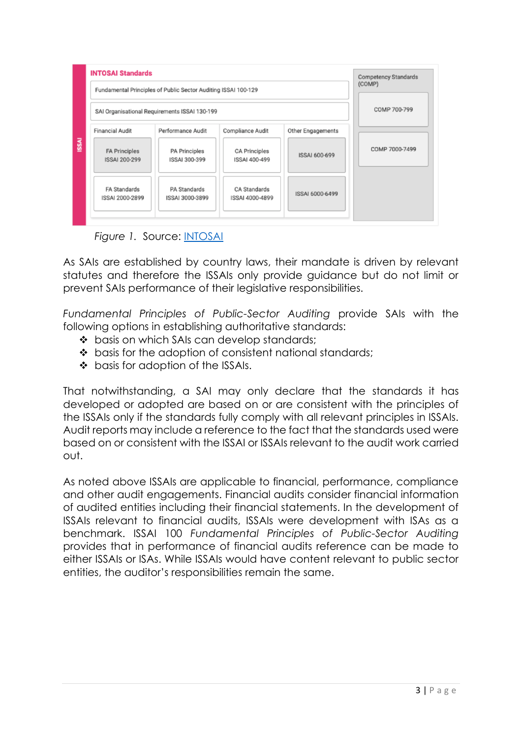| INTOSAI Standards | | | | Competency Standards (COMP) |
|---|---|---|---|---|
| Fundamental Principles of Public Sector Auditing ISSAI 100-129 | | | | COMP 700-799 |
| SAI Organisational Requirements ISSAI 130-199 | | | | COMP 7000-7499 |
| Financial Audit | Performance Audit | Compliance Audit | Other Engagements | |
| FA Principles ISSAI 200-299 | PA Principles ISSAI 300-399 | CA Principles ISSAI 400-499 | ISSAI 600-699 | |
| FA Standards ISSAI 2000-2899 | PA Standards ISSAI 3000-3899 | CA Standards ISSAI 4000-4899 | ISSAI 6000-6499 | |

*Figure 1.* Source: INTOSAI

As SAIs are established by country laws, their mandate is driven by relevant statutes and therefore the ISSAIs only provide guidance but do not limit or prevent SAIs performance of their legislative responsibilities.

*Fundamental Principles of Public-Sector Auditing* provide SAIs with the following options in establishing authoritative standards:

- basis on which SAIs can develop standards;
- basis for the adoption of consistent national standards;
- basis for adoption of the ISSAIs.

That notwithstanding, a SAI may only declare that the standards it has developed or adopted are based on or are consistent with the principles of the ISSAIs only if the standards fully comply with all relevant principles in ISSAIs. Audit reports may include a reference to the fact that the standards used were based on or consistent with the ISSAI or ISSAIs relevant to the audit work carried out.

As noted above ISSAIs are applicable to financial, performance, compliance and other audit engagements. Financial audits consider financial information of audited entities including their financial statements. In the development of ISSAIs relevant to financial audits, ISSAIs were development with ISAs as a benchmark. ISSAI 100 *Fundamental Principles of Public-Sector Auditing* provides that in performance of financial audits reference can be made to either ISSAIs or ISAs. While ISSAIs would have content relevant to public sector entities, the auditor's responsibilities remain the same.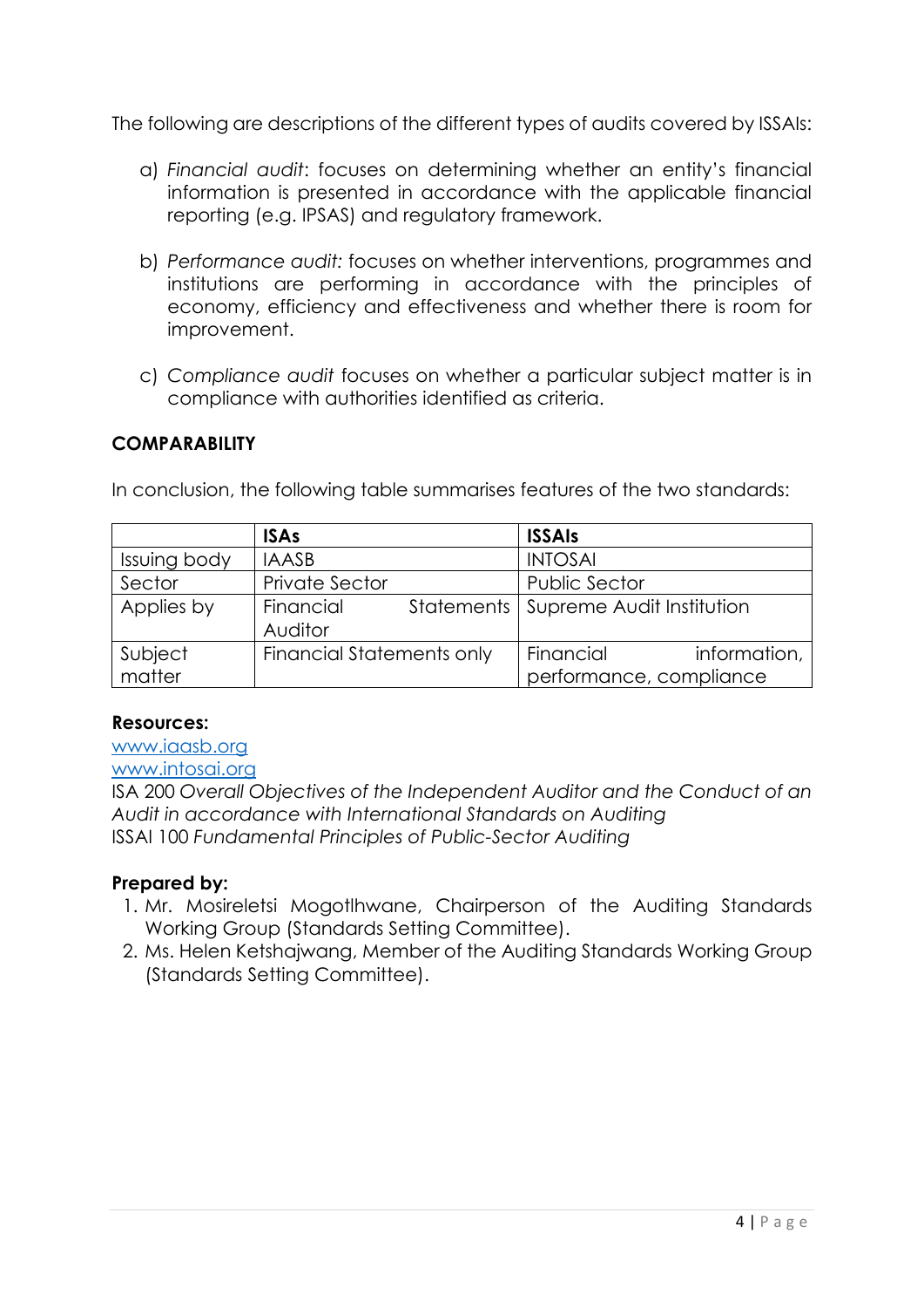The following are descriptions of the different types of audits covered by ISSAIs:

a) *Financial audit*: focuses on determining whether an entity's financial information is presented in accordance with the applicable financial reporting (e.g. IPSAS) and regulatory framework.

b) *Performance audit:* focuses on whether interventions, programmes and institutions are performing in accordance with the principles of economy, efficiency and effectiveness and whether there is room for improvement.

c) *Compliance audit* focuses on whether a particular subject matter is in compliance with authorities identified as criteria.

**COMPARABILITY**

In conclusion, the following table summarises features of the two standards:

| | **ISAs** | **ISSAIs** |
|---|---|---|
| Issuing body | IAASB | INTOSAI |
| Sector | Private Sector | Public Sector |
| Applies by | Financial Statements Auditor | Supreme Audit Institution |
| Subject matter | Financial Statements only | Financial information, performance, compliance |

**Resources:**

www.iaasb.org

www.intosai.org

ISA 200 *Overall Objectives of the Independent Auditor and the Conduct of an Audit in accordance with International Standards on Auditing*

ISSAI 100 *Fundamental Principles of Public-Sector Auditing*

**Prepared by:**

1. Mr. Mosireletsi Mogotlhwane, Chairperson of the Auditing Standards Working Group (Standards Setting Committee).
2. Ms. Helen Ketshajwang, Member of the Auditing Standards Working Group (Standards Setting Committee).